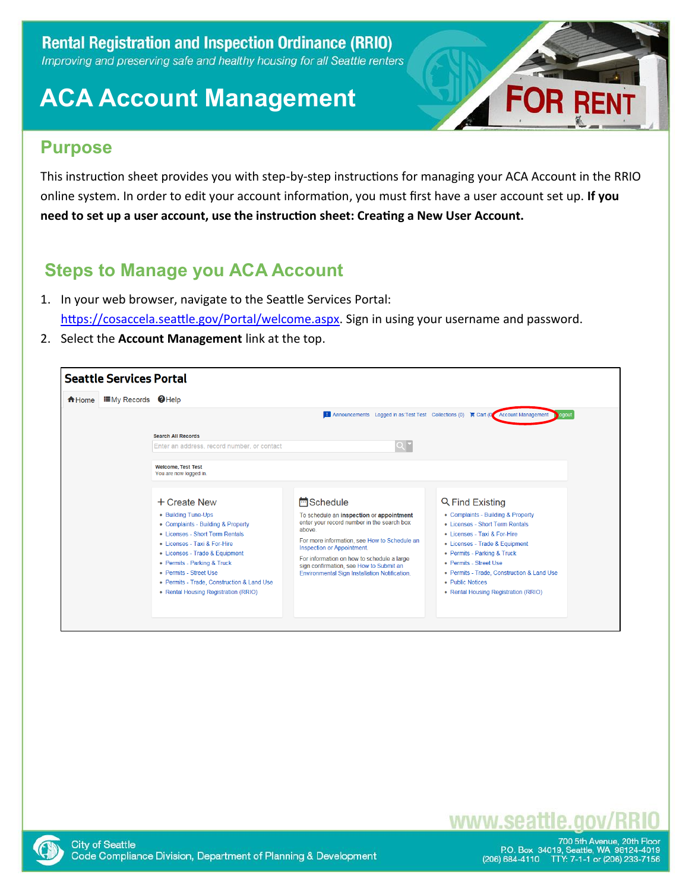# Rental Registration and Inspection Ordinance (RRIO)

*Improving and preserving safe and healthy housing for all Seattle renters*

# ACA Account Management

## Purpose

This instruction sheet provides you with step-by-step instructions for managing your ACA Account in the RRIO online system. In order to edit your account information, you must first have a user account set up. **If you need to set up a user account, use the instruction sheet: Creating a New User Account.**

## Steps to Manage you ACA Account

1. In your web browser, navigate to the Seattle Services Portal: https://cosaccela.seattle.gov/Portal/welcome.aspx. Sign in using your username and password.
2. Select the **Account Management** link at the top.

www.seattle.gov/RRIO

City of Seattle
Code Compliance Division, Department of Planning & Development

700 5th Avenue, 20th Floor
P.O. Box 34019, Seattle, WA 98124-4019
(206) 684-4110 TTY: 7-1-1 or (206) 233-7156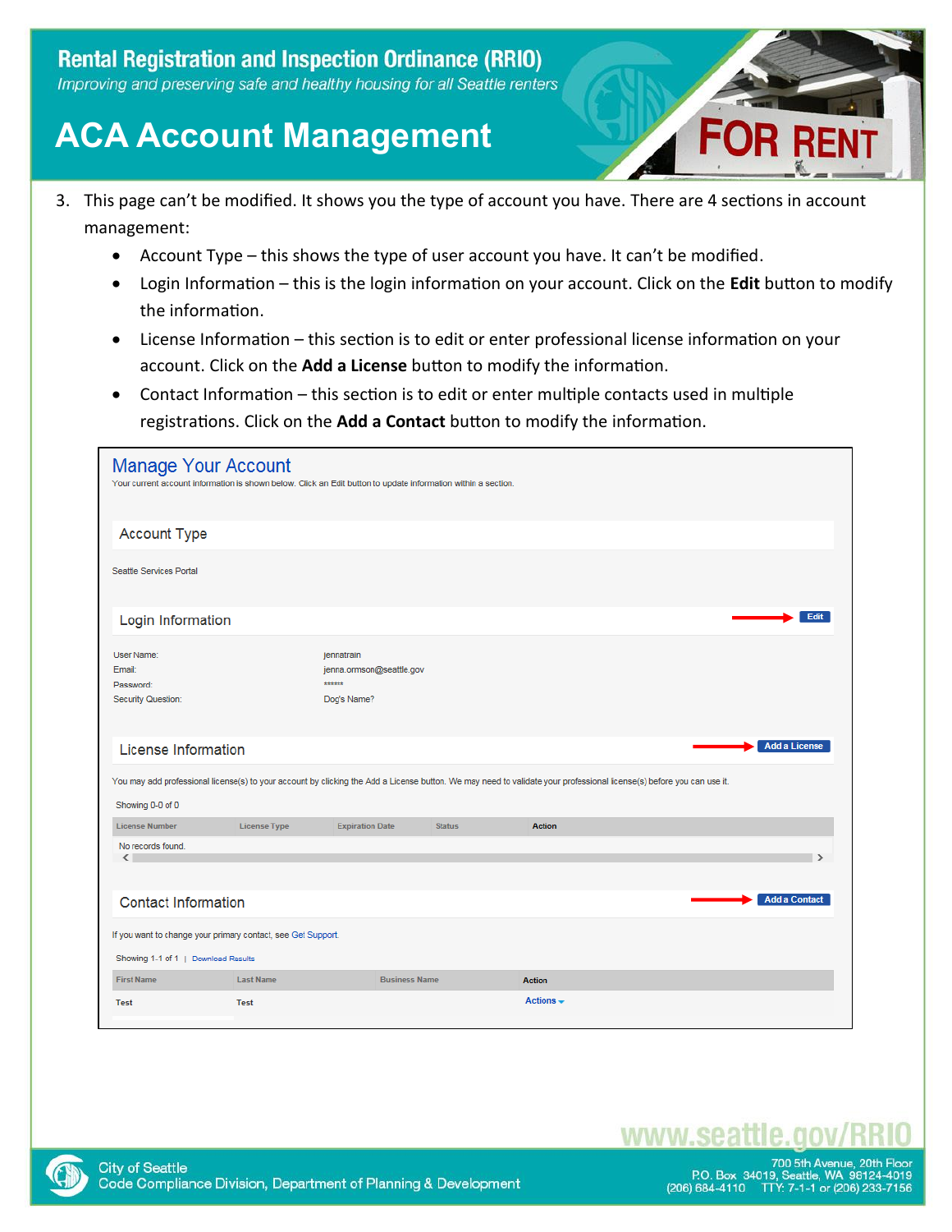# Rental Registration and Inspection Ordinance (RRIO)

*Improving and preserving safe and healthy housing for all Seattle renters*

# ACA Account Management

3. This page can't be modified. It shows you the type of account you have. There are 4 sections in account management:
   - Account Type – this shows the type of user account you have. It can't be modified.
   - Login Information – this is the login information on your account. Click on the **Edit** button to modify the information.
   - License Information – this section is to edit or enter professional license information on your account. Click on the **Add a License** button to modify the information.
   - Contact Information – this section is to edit or enter multiple contacts used in multiple registrations. Click on the **Add a Contact** button to modify the information.

## Manage Your Account

Your current account information is shown below. Click an Edit button to update information within a section.

### Account Type

Seattle Services Portal

### Login Information

Edit

User Name: jennatrain
Email: jenna.ormson@seattle.gov
Password: ******
Security Question: Dog's Name?

### License Information

Add a License

You may add professional license(s) to your account by clicking the Add a License button. We may need to validate your professional license(s) before you can use it.

Showing 0-0 of 0

| License Number | License Type | Expiration Date | Status | Action |
|---|---|---|---|---|
| No records found. | | | | |

### Contact Information

Add a Contact

If you want to change your primary contact, see Get Support.

Showing 1-1 of 1 | Download Results

| First Name | Last Name | Business Name | Action |
|---|---|---|---|
| Test | Test | | Actions |

www.seattle.gov/RRIO

City of Seattle
Code Compliance Division, Department of Planning & Development

700 5th Avenue, 20th Floor
P.O. Box 34019, Seattle, WA 98124-4019
(206) 684-4110 TTY: 7-1-1 or (206) 233-7156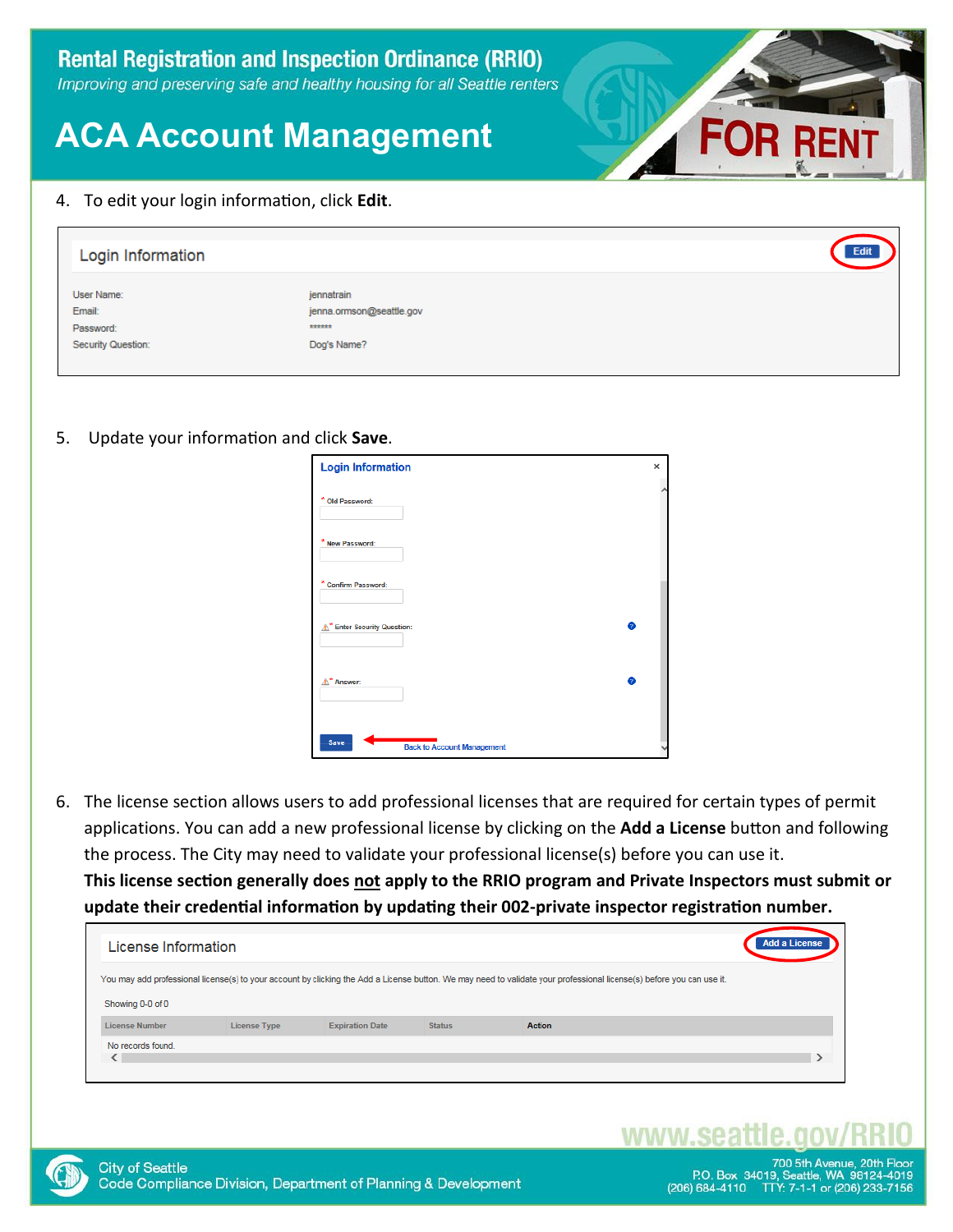# Rental Registration and Inspection Ordinance (RRIO)

*Improving and preserving safe and healthy housing for all Seattle renters*

# ACA Account Management

4. To edit your login information, click **Edit**.

**Login Information** — Edit

| | |
|---|---|
| User Name: | jennatrain |
| Email: | jenna.ormson@seattle.gov |
| Password: | ****** |
| Security Question: | Dog's Name? |

5. Update your information and click **Save**.

**Login Information**

- * Old Password:
- * New Password:
- * Confirm Password:
- * Enter Security Question:
- * Answer:

Save — Back to Account Management

6. The license section allows users to add professional licenses that are required for certain types of permit applications. You can add a new professional license by clicking on the **Add a License** button and following the process. The City may need to validate your professional license(s) before you can use it.
**This license section generally does not apply to the RRIO program and Private Inspectors must submit or update their credential information by updating their 002-private inspector registration number.**

**License Information** — Add a License

You may add professional license(s) to your account by clicking the Add a License button. We may need to validate your professional license(s) before you can use it.

Showing 0-0 of 0

| License Number | License Type | Expiration Date | Status | Action |
|---|---|---|---|---|
| No records found. | | | | |

www.seattle.gov/RRIO

City of Seattle
Code Compliance Division, Department of Planning & Development

700 5th Avenue, 20th Floor
P.O. Box 34019, Seattle, WA 98124-4019
(206) 684-4110 TTY: 7-1-1 or (206) 233-7156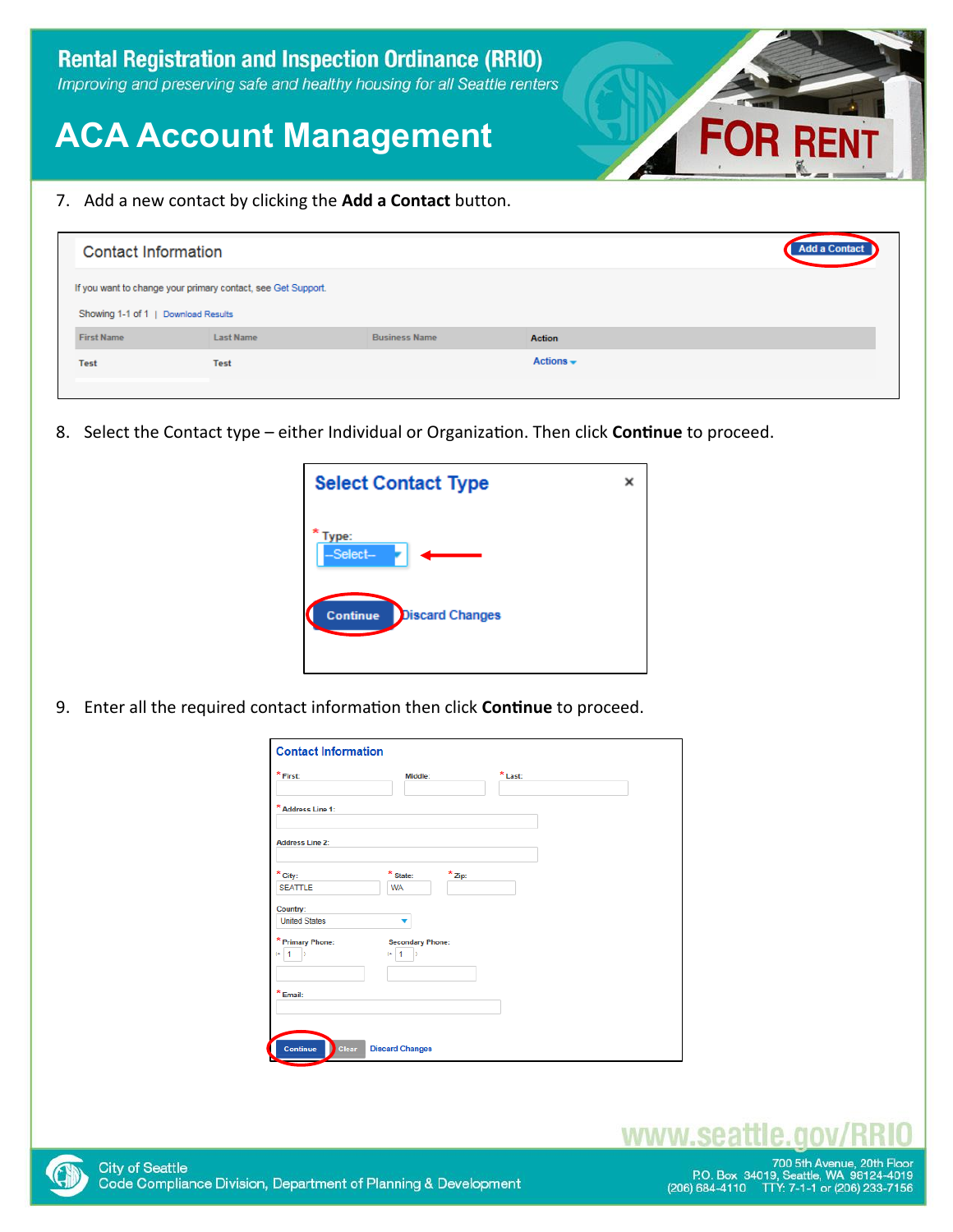7. Add a new contact by clicking the **Add a Contact** button.

8. Select the Contact type – either Individual or Organization. Then click **Continue** to proceed.

9. Enter all the required contact information then click **Continue** to proceed.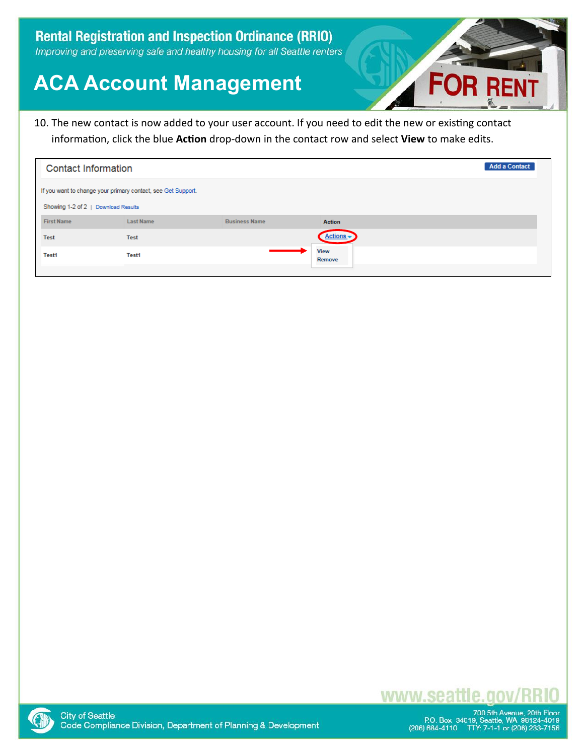# Rental Registration and Inspection Ordinance (RRIO)

*Improving and preserving safe and healthy housing for all Seattle renters*

## ACA Account Management

10. The new contact is now added to your user account. If you need to edit the new or existing contact information, click the blue **Action** drop-down in the contact row and select **View** to make edits.

Contact Information

Add a Contact

If you want to change your primary contact, see Get Support.

Showing 1-2 of 2 | Download Results

| First Name | Last Name | Business Name | Action |
|---|---|---|---|
| Test | Test | | Actions |
| Test1 | Test1 | | View / Remove |

www.seattle.gov/RRIO

City of Seattle
Code Compliance Division, Department of Planning & Development

700 5th Avenue, 20th Floor
P.O. Box 34019, Seattle, WA 98124-4019
(206) 684-4110 TTY: 7-1-1 or (206) 233-7156